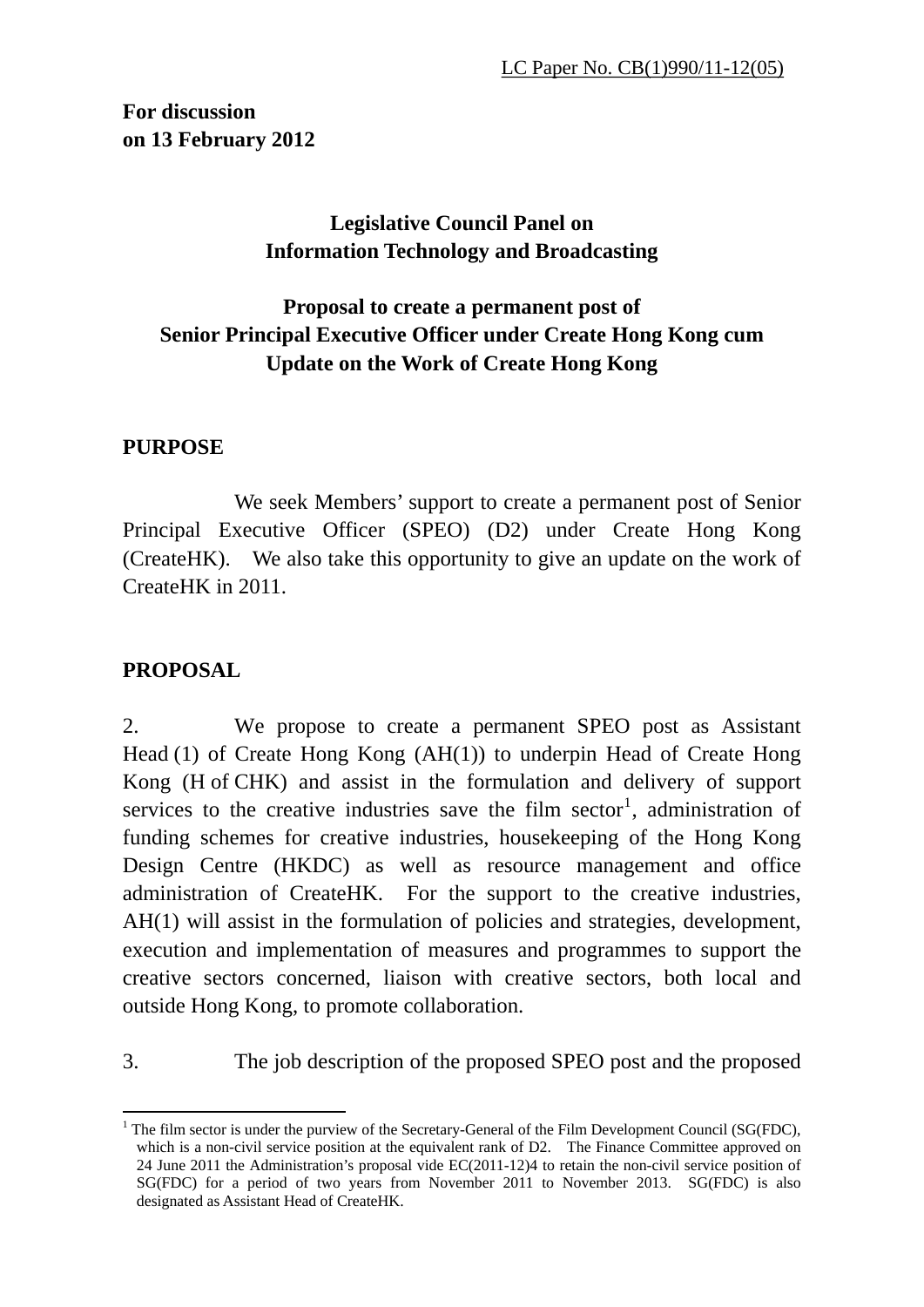LC Paper No. CB(1)990/11-12(05)

**For discussion on 13 February 2012**

**Legislative Council Panel on Information Technology and Broadcasting**

**Proposal to create a permanent post of Senior Principal Executive Officer under Create Hong Kong cum Update on the Work of Create Hong Kong**

## PURPOSE

We seek Members' support to create a permanent post of Senior Principal Executive Officer (SPEO) (D2) under Create Hong Kong (CreateHK). We also take this opportunity to give an update on the work of CreateHK in 2011.

## PROPOSAL

2. We propose to create a permanent SPEO post as Assistant Head (1) of Create Hong Kong (AH(1)) to underpin Head of Create Hong Kong (H of CHK) and assist in the formulation and delivery of support services to the creative industries save the film sector[1], administration of funding schemes for creative industries, housekeeping of the Hong Kong Design Centre (HKDC) as well as resource management and office administration of CreateHK. For the support to the creative industries, AH(1) will assist in the formulation of policies and strategies, development, execution and implementation of measures and programmes to support the creative sectors concerned, liaison with creative sectors, both local and outside Hong Kong, to promote collaboration.

3. The job description of the proposed SPEO post and the proposed

[1] The film sector is under the purview of the Secretary-General of the Film Development Council (SG(FDC), which is a non-civil service position at the equivalent rank of D2. The Finance Committee approved on 24 June 2011 the Administration's proposal vide EC(2011-12)4 to retain the non-civil service position of SG(FDC) for a period of two years from November 2011 to November 2013. SG(FDC) is also designated as Assistant Head of CreateHK.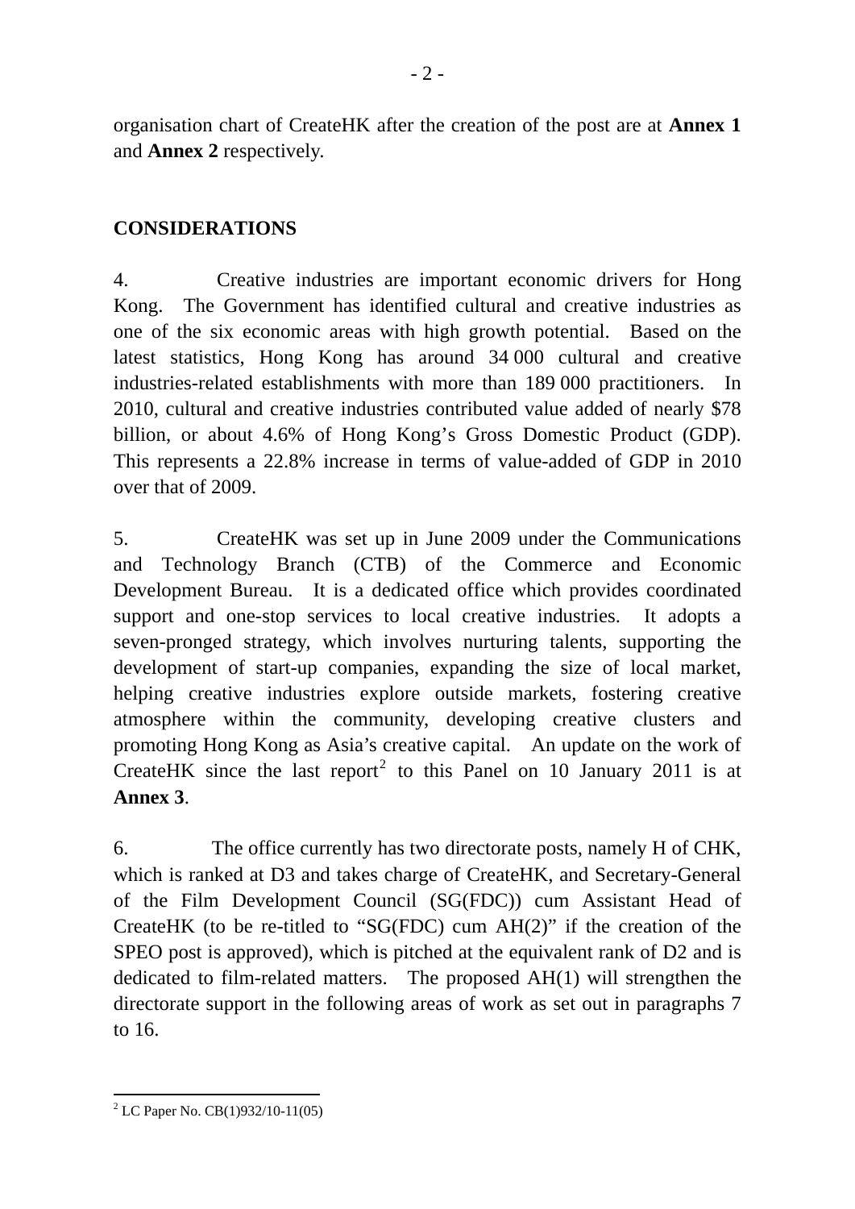organisation chart of CreateHK after the creation of the post are at **Annex 1** and **Annex 2** respectively.

## CONSIDERATIONS

4. Creative industries are important economic drivers for Hong Kong. The Government has identified cultural and creative industries as one of the six economic areas with high growth potential. Based on the latest statistics, Hong Kong has around 34 000 cultural and creative industries-related establishments with more than 189 000 practitioners. In 2010, cultural and creative industries contributed value added of nearly $78 billion, or about 4.6% of Hong Kong's Gross Domestic Product (GDP). This represents a 22.8% increase in terms of value-added of GDP in 2010 over that of 2009.

5. CreateHK was set up in June 2009 under the Communications and Technology Branch (CTB) of the Commerce and Economic Development Bureau. It is a dedicated office which provides coordinated support and one-stop services to local creative industries. It adopts a seven-pronged strategy, which involves nurturing talents, supporting the development of start-up companies, expanding the size of local market, helping creative industries explore outside markets, fostering creative atmosphere within the community, developing creative clusters and promoting Hong Kong as Asia's creative capital. An update on the work of CreateHK since the last report[2] to this Panel on 10 January 2011 is at **Annex 3**.

6. The office currently has two directorate posts, namely H of CHK, which is ranked at D3 and takes charge of CreateHK, and Secretary-General of the Film Development Council (SG(FDC)) cum Assistant Head of CreateHK (to be re-titled to "SG(FDC) cum AH(2)" if the creation of the SPEO post is approved), which is pitched at the equivalent rank of D2 and is dedicated to film-related matters. The proposed AH(1) will strengthen the directorate support in the following areas of work as set out in paragraphs 7 to 16.

---

[2] LC Paper No. CB(1)932/10-11(05)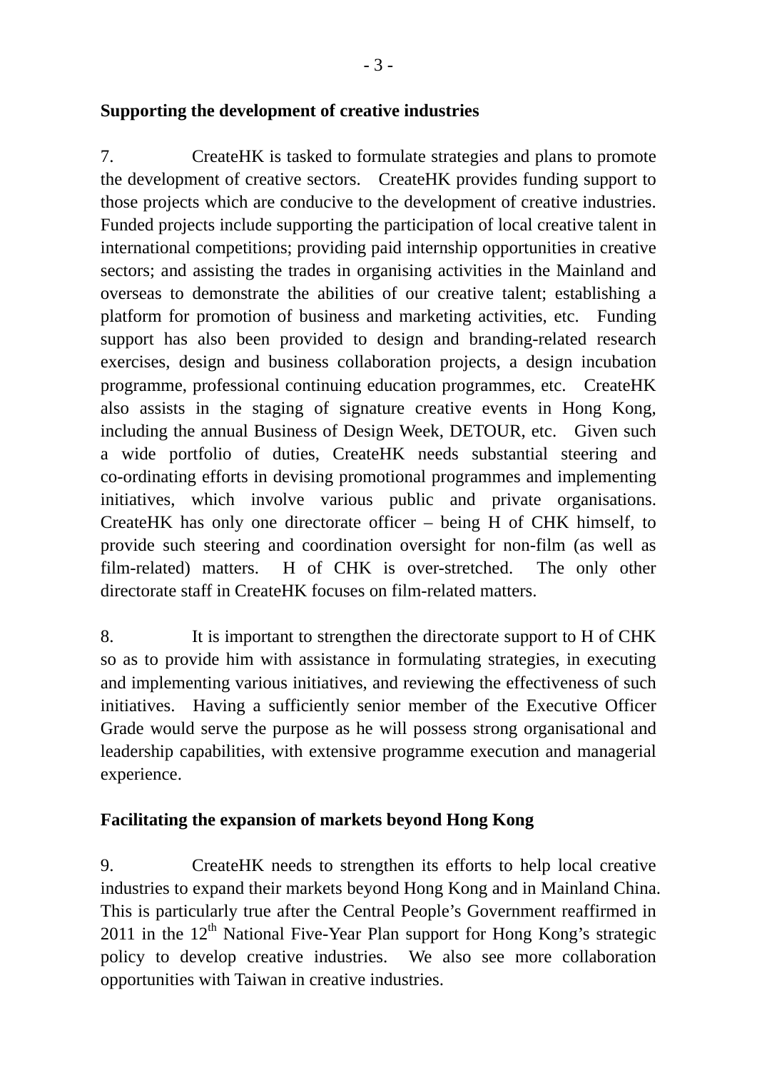**Supporting the development of creative industries**

7. CreateHK is tasked to formulate strategies and plans to promote the development of creative sectors. CreateHK provides funding support to those projects which are conducive to the development of creative industries. Funded projects include supporting the participation of local creative talent in international competitions; providing paid internship opportunities in creative sectors; and assisting the trades in organising activities in the Mainland and overseas to demonstrate the abilities of our creative talent; establishing a platform for promotion of business and marketing activities, etc. Funding support has also been provided to design and branding-related research exercises, design and business collaboration projects, a design incubation programme, professional continuing education programmes, etc. CreateHK also assists in the staging of signature creative events in Hong Kong, including the annual Business of Design Week, DETOUR, etc. Given such a wide portfolio of duties, CreateHK needs substantial steering and co-ordinating efforts in devising promotional programmes and implementing initiatives, which involve various public and private organisations. CreateHK has only one directorate officer – being H of CHK himself, to provide such steering and coordination oversight for non-film (as well as film-related) matters. H of CHK is over-stretched. The only other directorate staff in CreateHK focuses on film-related matters.

8. It is important to strengthen the directorate support to H of CHK so as to provide him with assistance in formulating strategies, in executing and implementing various initiatives, and reviewing the effectiveness of such initiatives. Having a sufficiently senior member of the Executive Officer Grade would serve the purpose as he will possess strong organisational and leadership capabilities, with extensive programme execution and managerial experience.

**Facilitating the expansion of markets beyond Hong Kong**

9. CreateHK needs to strengthen its efforts to help local creative industries to expand their markets beyond Hong Kong and in Mainland China. This is particularly true after the Central People's Government reaffirmed in 2011 in the 12th National Five-Year Plan support for Hong Kong's strategic policy to develop creative industries. We also see more collaboration opportunities with Taiwan in creative industries.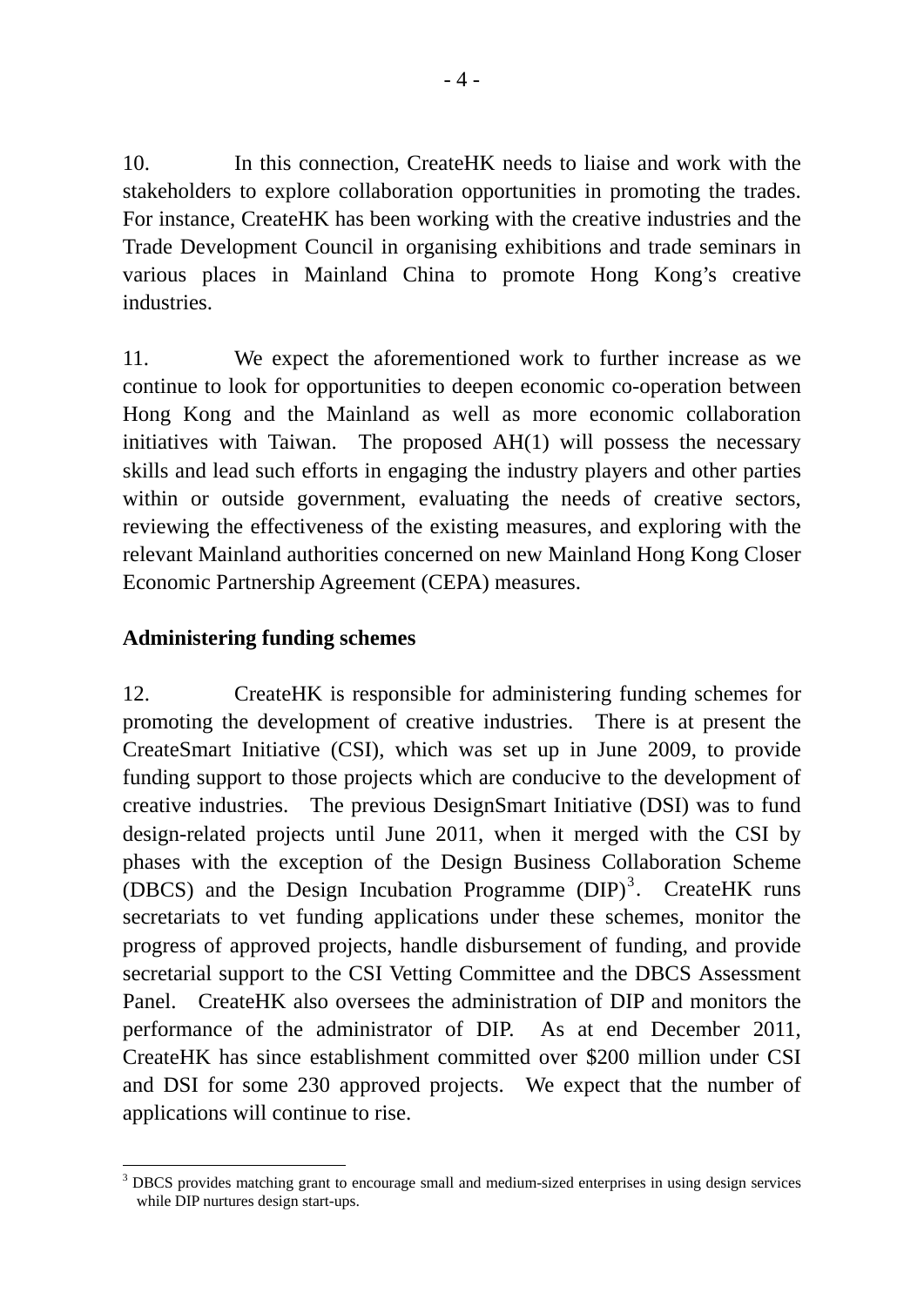10. In this connection, CreateHK needs to liaise and work with the stakeholders to explore collaboration opportunities in promoting the trades. For instance, CreateHK has been working with the creative industries and the Trade Development Council in organising exhibitions and trade seminars in various places in Mainland China to promote Hong Kong's creative industries.

11. We expect the aforementioned work to further increase as we continue to look for opportunities to deepen economic co-operation between Hong Kong and the Mainland as well as more economic collaboration initiatives with Taiwan. The proposed AH(1) will possess the necessary skills and lead such efforts in engaging the industry players and other parties within or outside government, evaluating the needs of creative sectors, reviewing the effectiveness of the existing measures, and exploring with the relevant Mainland authorities concerned on new Mainland Hong Kong Closer Economic Partnership Agreement (CEPA) measures.

**Administering funding schemes**

12. CreateHK is responsible for administering funding schemes for promoting the development of creative industries. There is at present the CreateSmart Initiative (CSI), which was set up in June 2009, to provide funding support to those projects which are conducive to the development of creative industries. The previous DesignSmart Initiative (DSI) was to fund design-related projects until June 2011, when it merged with the CSI by phases with the exception of the Design Business Collaboration Scheme (DBCS) and the Design Incubation Programme (DIP)[3]. CreateHK runs secretariats to vet funding applications under these schemes, monitor the progress of approved projects, handle disbursement of funding, and provide secretarial support to the CSI Vetting Committee and the DBCS Assessment Panel. CreateHK also oversees the administration of DIP and monitors the performance of the administrator of DIP. As at end December 2011, CreateHK has since establishment committed over $200 million under CSI and DSI for some 230 approved projects. We expect that the number of applications will continue to rise.

[3] DBCS provides matching grant to encourage small and medium-sized enterprises in using design services while DIP nurtures design start-ups.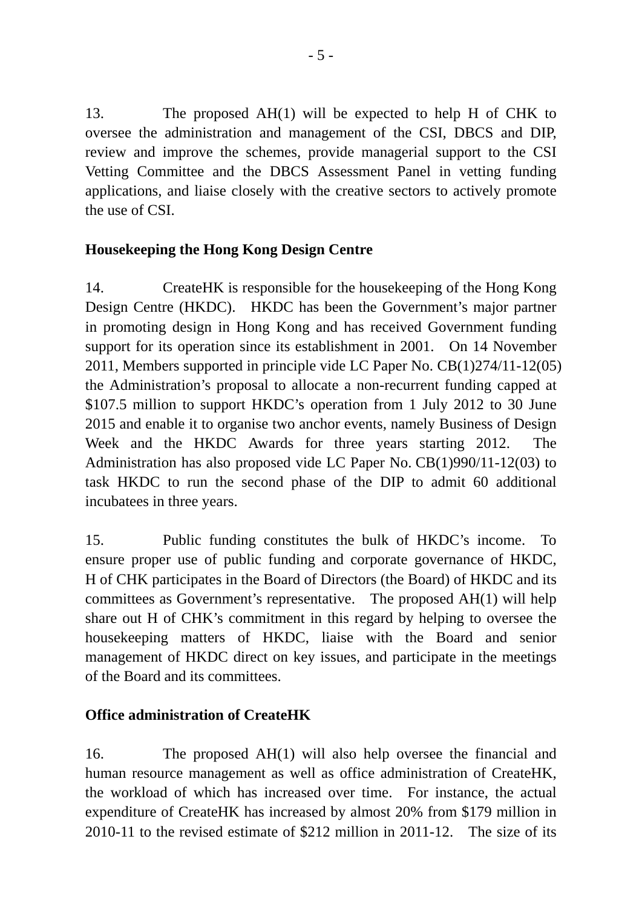13. The proposed AH(1) will be expected to help H of CHK to oversee the administration and management of the CSI, DBCS and DIP, review and improve the schemes, provide managerial support to the CSI Vetting Committee and the DBCS Assessment Panel in vetting funding applications, and liaise closely with the creative sectors to actively promote the use of CSI.

**Housekeeping the Hong Kong Design Centre**

14. CreateHK is responsible for the housekeeping of the Hong Kong Design Centre (HKDC). HKDC has been the Government's major partner in promoting design in Hong Kong and has received Government funding support for its operation since its establishment in 2001. On 14 November 2011, Members supported in principle vide LC Paper No. CB(1)274/11-12(05) the Administration's proposal to allocate a non-recurrent funding capped at $107.5 million to support HKDC's operation from 1 July 2012 to 30 June 2015 and enable it to organise two anchor events, namely Business of Design Week and the HKDC Awards for three years starting 2012. The Administration has also proposed vide LC Paper No. CB(1)990/11-12(03) to task HKDC to run the second phase of the DIP to admit 60 additional incubatees in three years.

15. Public funding constitutes the bulk of HKDC's income. To ensure proper use of public funding and corporate governance of HKDC, H of CHK participates in the Board of Directors (the Board) of HKDC and its committees as Government's representative. The proposed AH(1) will help share out H of CHK's commitment in this regard by helping to oversee the housekeeping matters of HKDC, liaise with the Board and senior management of HKDC direct on key issues, and participate in the meetings of the Board and its committees.

**Office administration of CreateHK**

16. The proposed AH(1) will also help oversee the financial and human resource management as well as office administration of CreateHK, the workload of which has increased over time. For instance, the actual expenditure of CreateHK has increased by almost 20% from $179 million in 2010-11 to the revised estimate of $212 million in 2011-12. The size of its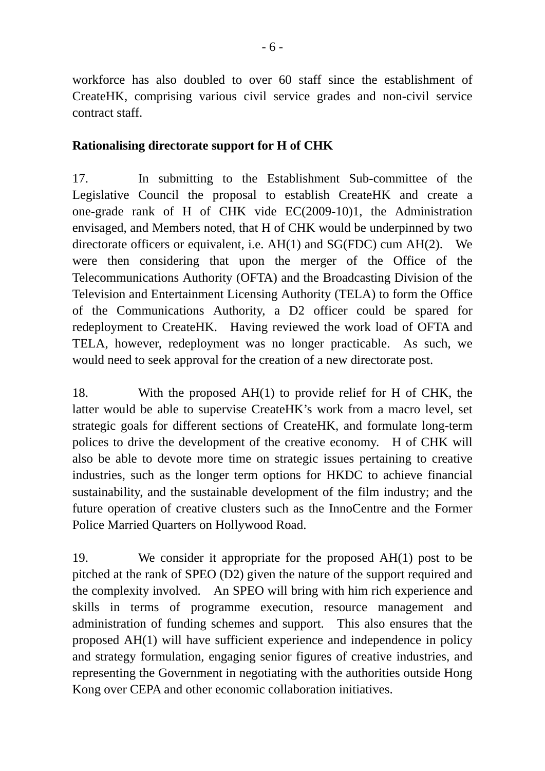workforce has also doubled to over 60 staff since the establishment of CreateHK, comprising various civil service grades and non-civil service contract staff.

**Rationalising directorate support for H of CHK**

17. In submitting to the Establishment Sub-committee of the Legislative Council the proposal to establish CreateHK and create a one-grade rank of H of CHK vide EC(2009-10)1, the Administration envisaged, and Members noted, that H of CHK would be underpinned by two directorate officers or equivalent, i.e. AH(1) and SG(FDC) cum AH(2). We were then considering that upon the merger of the Office of the Telecommunications Authority (OFTA) and the Broadcasting Division of the Television and Entertainment Licensing Authority (TELA) to form the Office of the Communications Authority, a D2 officer could be spared for redeployment to CreateHK. Having reviewed the work load of OFTA and TELA, however, redeployment was no longer practicable. As such, we would need to seek approval for the creation of a new directorate post.

18. With the proposed AH(1) to provide relief for H of CHK, the latter would be able to supervise CreateHK's work from a macro level, set strategic goals for different sections of CreateHK, and formulate long-term polices to drive the development of the creative economy. H of CHK will also be able to devote more time on strategic issues pertaining to creative industries, such as the longer term options for HKDC to achieve financial sustainability, and the sustainable development of the film industry; and the future operation of creative clusters such as the InnoCentre and the Former Police Married Quarters on Hollywood Road.

19. We consider it appropriate for the proposed AH(1) post to be pitched at the rank of SPEO (D2) given the nature of the support required and the complexity involved. An SPEO will bring with him rich experience and skills in terms of programme execution, resource management and administration of funding schemes and support. This also ensures that the proposed AH(1) will have sufficient experience and independence in policy and strategy formulation, engaging senior figures of creative industries, and representing the Government in negotiating with the authorities outside Hong Kong over CEPA and other economic collaboration initiatives.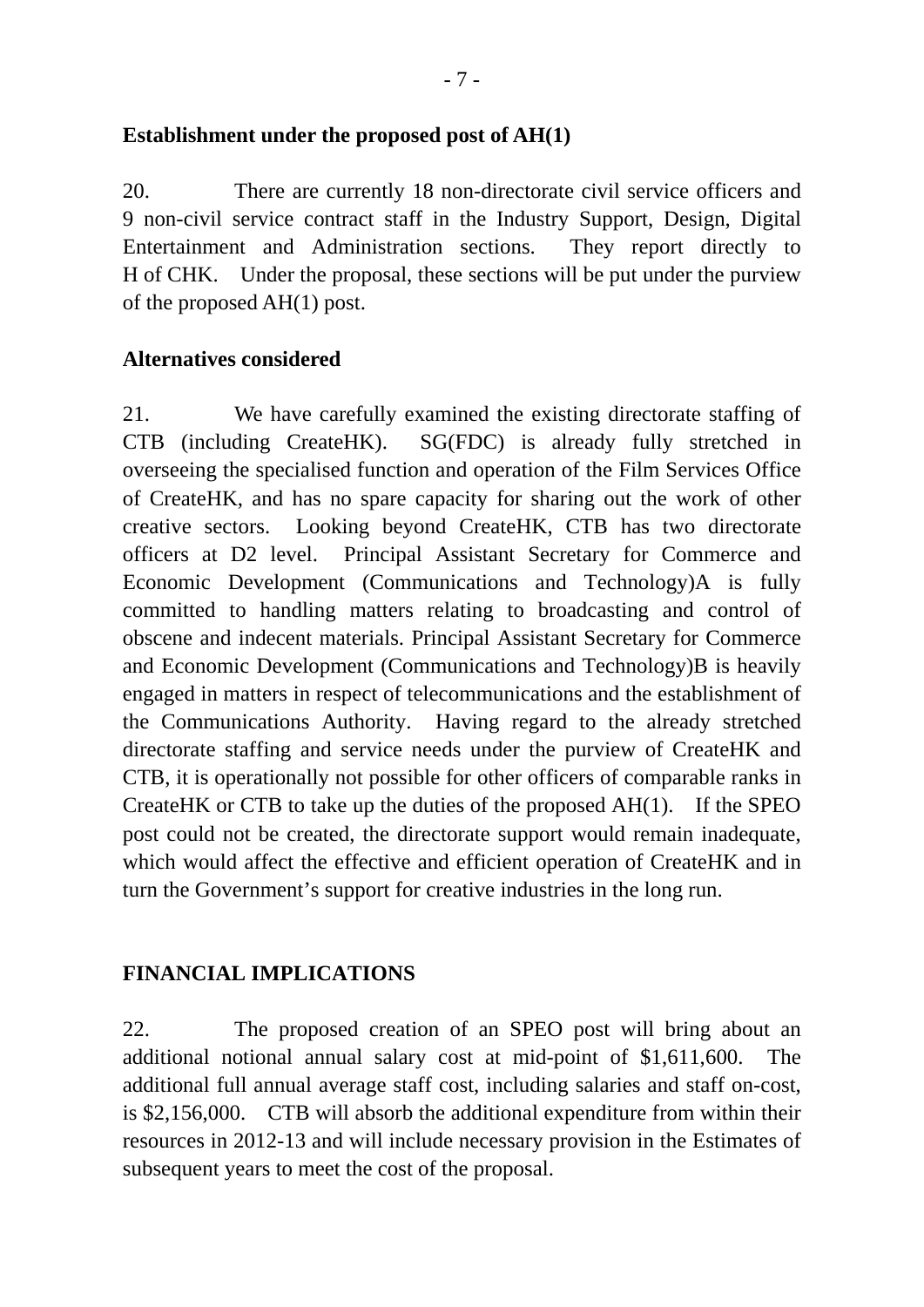**Establishment under the proposed post of AH(1)**

20. There are currently 18 non-directorate civil service officers and 9 non-civil service contract staff in the Industry Support, Design, Digital Entertainment and Administration sections. They report directly to H of CHK. Under the proposal, these sections will be put under the purview of the proposed AH(1) post.

**Alternatives considered**

21. We have carefully examined the existing directorate staffing of CTB (including CreateHK). SG(FDC) is already fully stretched in overseeing the specialised function and operation of the Film Services Office of CreateHK, and has no spare capacity for sharing out the work of other creative sectors. Looking beyond CreateHK, CTB has two directorate officers at D2 level. Principal Assistant Secretary for Commerce and Economic Development (Communications and Technology)A is fully committed to handling matters relating to broadcasting and control of obscene and indecent materials. Principal Assistant Secretary for Commerce and Economic Development (Communications and Technology)B is heavily engaged in matters in respect of telecommunications and the establishment of the Communications Authority. Having regard to the already stretched directorate staffing and service needs under the purview of CreateHK and CTB, it is operationally not possible for other officers of comparable ranks in CreateHK or CTB to take up the duties of the proposed AH(1). If the SPEO post could not be created, the directorate support would remain inadequate, which would affect the effective and efficient operation of CreateHK and in turn the Government's support for creative industries in the long run.

**FINANCIAL IMPLICATIONS**

22. The proposed creation of an SPEO post will bring about an additional notional annual salary cost at mid-point of $1,611,600. The additional full annual average staff cost, including salaries and staff on-cost, is $2,156,000. CTB will absorb the additional expenditure from within their resources in 2012-13 and will include necessary provision in the Estimates of subsequent years to meet the cost of the proposal.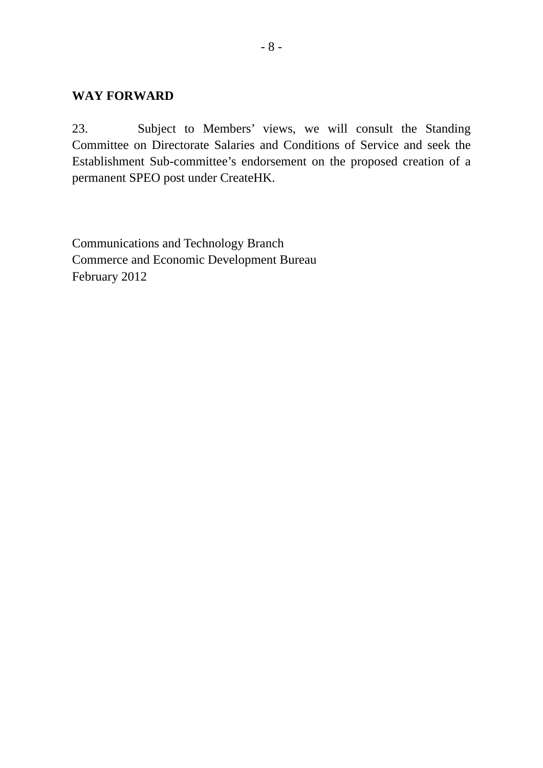**WAY FORWARD**

23. Subject to Members' views, we will consult the Standing Committee on Directorate Salaries and Conditions of Service and seek the Establishment Sub-committee's endorsement on the proposed creation of a permanent SPEO post under CreateHK.

Communications and Technology Branch
Commerce and Economic Development Bureau
February 2012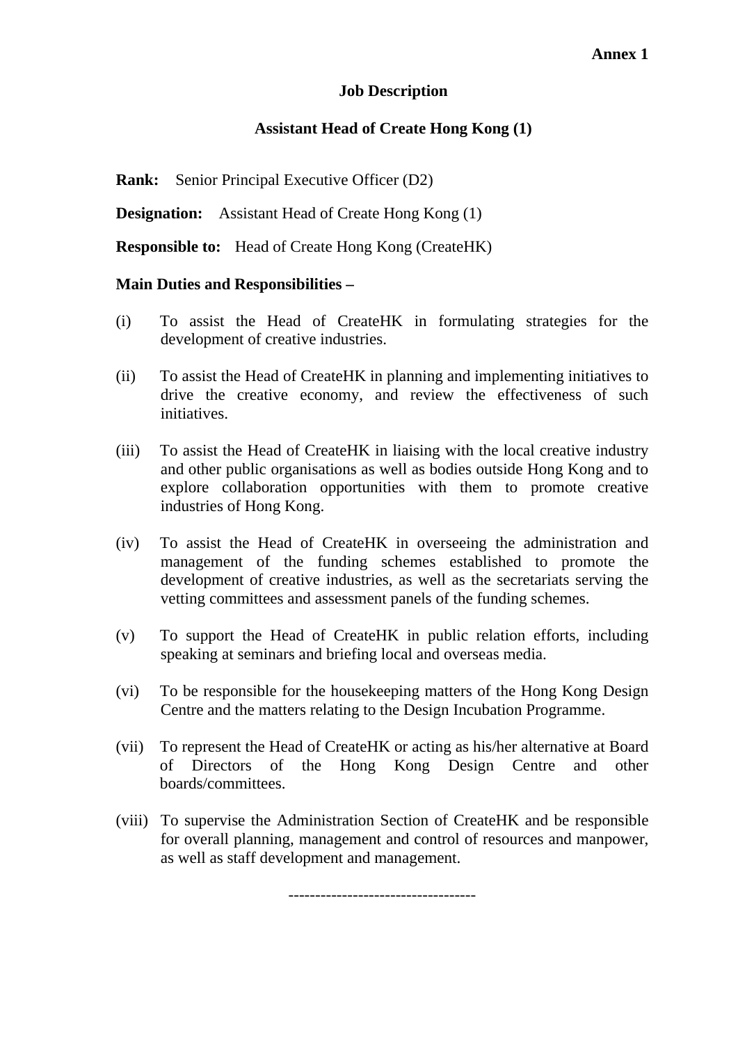**Annex 1**

# Job Description

## Assistant Head of Create Hong Kong (1)

**Rank:** Senior Principal Executive Officer (D2)

**Designation:** Assistant Head of Create Hong Kong (1)

**Responsible to:** Head of Create Hong Kong (CreateHK)

**Main Duties and Responsibilities –**

(i) To assist the Head of CreateHK in formulating strategies for the development of creative industries.

(ii) To assist the Head of CreateHK in planning and implementing initiatives to drive the creative economy, and review the effectiveness of such initiatives.

(iii) To assist the Head of CreateHK in liaising with the local creative industry and other public organisations as well as bodies outside Hong Kong and to explore collaboration opportunities with them to promote creative industries of Hong Kong.

(iv) To assist the Head of CreateHK in overseeing the administration and management of the funding schemes established to promote the development of creative industries, as well as the secretariats serving the vetting committees and assessment panels of the funding schemes.

(v) To support the Head of CreateHK in public relation efforts, including speaking at seminars and briefing local and overseas media.

(vi) To be responsible for the housekeeping matters of the Hong Kong Design Centre and the matters relating to the Design Incubation Programme.

(vii) To represent the Head of CreateHK or acting as his/her alternative at Board of Directors of the Hong Kong Design Centre and other boards/committees.

(viii) To supervise the Administration Section of CreateHK and be responsible for overall planning, management and control of resources and manpower, as well as staff development and management.

-----------------------------------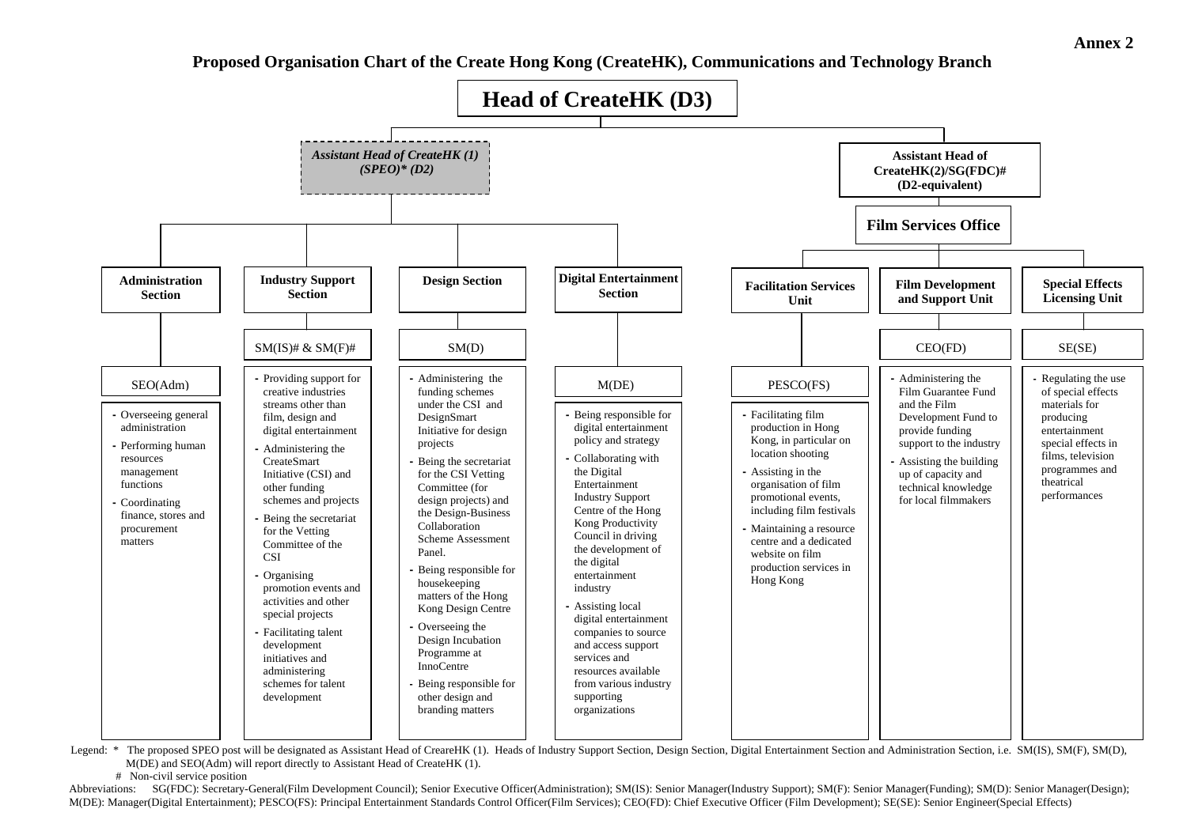**Annex 2**

## Proposed Organisation Chart of the Create Hong Kong (CreateHK), Communications and Technology Branch

# Head of CreateHK (D3)

- ***Assistant Head of CreateHK (1) (SPEO)\* (D2)***
  - **Administration Section**
    - SEO(Adm)
      - Overseeing general administration
      - Performing human resources management functions
      - Coordinating finance, stores and procurement matters
  - **Industry Support Section**
    - SM(IS)# & SM(F)#
      - Providing support for creative industries streams other than film, design and digital entertainment
      - Administering the CreateSmart Initiative (CSI) and other funding schemes and projects
      - Being the secretariat for the Vetting Committee of the CSI
      - Organising promotion events and activities and other special projects
      - Facilitating talent development initiatives and administering schemes for talent development
  - **Design Section**
    - SM(D)
      - Administering the funding schemes under the CSI and DesignSmart Initiative for design projects
      - Being the secretariat for the CSI Vetting Committee (for design projects) and the Design-Business Collaboration Scheme Assessment Panel.
      - Being responsible for housekeeping matters of the Hong Kong Design Centre
      - Overseeing the Design Incubation Programme at InnoCentre
      - Being responsible for other design and branding matters
  - **Digital Entertainment Section**
    - M(DE)
      - Being responsible for digital entertainment policy and strategy
      - Collaborating with the Digital Entertainment Industry Support Centre of the Hong Kong Productivity Council in driving the development of the digital entertainment industry
      - Assisting local digital entertainment companies to source and access support services and resources available from various industry supporting organizations
- **Assistant Head of CreateHK(2)/SG(FDC)# (D2-equivalent)**
  - **Film Services Office**
    - **Facilitation Services Unit**
      - PESCO(FS)
        - Facilitating film production in Hong Kong, in particular on location shooting
        - Assisting in the organisation of film promotional events, including film festivals
        - Maintaining a resource centre and a dedicated website on film production services in Hong Kong
    - **Film Development and Support Unit**
      - CEO(FD)
        - Administering the Film Guarantee Fund and the Film Development Fund to provide funding support to the industry
        - Assisting the building up of capacity and technical knowledge for local filmmakers
    - **Special Effects Licensing Unit**
      - SE(SE)
        - Regulating the use of special effects materials for producing entertainment special effects in films, television programmes and theatrical performances

Legend: * The proposed SPEO post will be designated as Assistant Head of CreareHK (1). Heads of Industry Support Section, Design Section, Digital Entertainment Section and Administration Section, i.e. SM(IS), SM(F), SM(D), M(DE) and SEO(Adm) will report directly to Assistant Head of CreateHK (1).

\# Non-civil service position

Abbreviations: SG(FDC): Secretary-General(Film Development Council); Senior Executive Officer(Administration); SM(IS): Senior Manager(Industry Support); SM(F): Senior Manager(Funding); SM(D): Senior Manager(Design); M(DE): Manager(Digital Entertainment); PESCO(FS): Principal Entertainment Standards Control Officer(Film Services); CEO(FD): Chief Executive Officer (Film Development); SE(SE): Senior Engineer(Special Effects)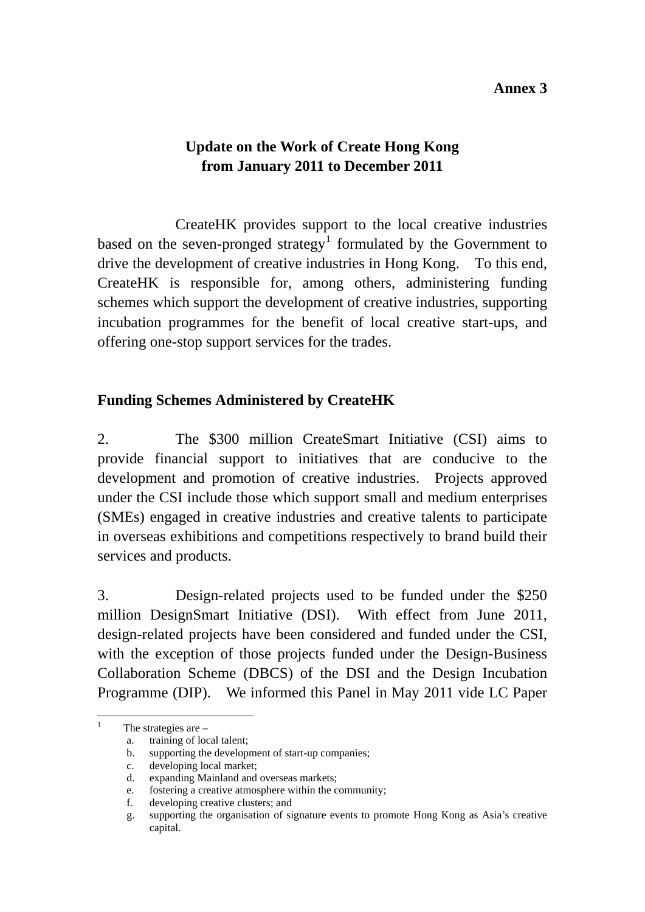**Annex 3**

## Update on the Work of Create Hong Kong from January 2011 to December 2011

CreateHK provides support to the local creative industries based on the seven-pronged strategy[1] formulated by the Government to drive the development of creative industries in Hong Kong. To this end, CreateHK is responsible for, among others, administering funding schemes which support the development of creative industries, supporting incubation programmes for the benefit of local creative start-ups, and offering one-stop support services for the trades.

### Funding Schemes Administered by CreateHK

2. The $300 million CreateSmart Initiative (CSI) aims to provide financial support to initiatives that are conducive to the development and promotion of creative industries. Projects approved under the CSI include those which support small and medium enterprises (SMEs) engaged in creative industries and creative talents to participate in overseas exhibitions and competitions respectively to brand build their services and products.

3. Design-related projects used to be funded under the $250 million DesignSmart Initiative (DSI). With effect from June 2011, design-related projects have been considered and funded under the CSI, with the exception of those projects funded under the Design-Business Collaboration Scheme (DBCS) of the DSI and the Design Incubation Programme (DIP). We informed this Panel in May 2011 vide LC Paper

---

[1] The strategies are –

a. training of local talent;
b. supporting the development of start-up companies;
c. developing local market;
d. expanding Mainland and overseas markets;
e. fostering a creative atmosphere within the community;
f. developing creative clusters; and
g. supporting the organisation of signature events to promote Hong Kong as Asia's creative capital.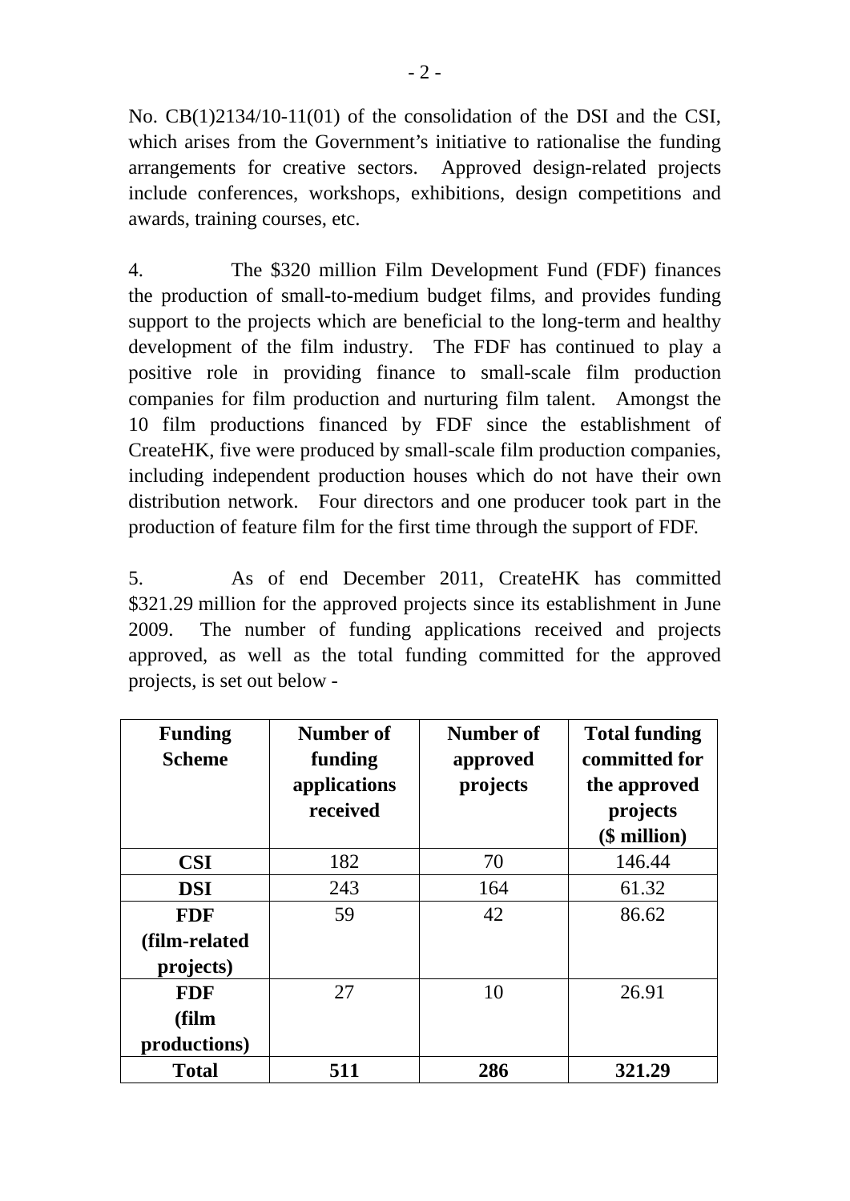No. CB(1)2134/10-11(01) of the consolidation of the DSI and the CSI, which arises from the Government's initiative to rationalise the funding arrangements for creative sectors. Approved design-related projects include conferences, workshops, exhibitions, design competitions and awards, training courses, etc.

4. The $320 million Film Development Fund (FDF) finances the production of small-to-medium budget films, and provides funding support to the projects which are beneficial to the long-term and healthy development of the film industry. The FDF has continued to play a positive role in providing finance to small-scale film production companies for film production and nurturing film talent. Amongst the 10 film productions financed by FDF since the establishment of CreateHK, five were produced by small-scale film production companies, including independent production houses which do not have their own distribution network. Four directors and one producer took part in the production of feature film for the first time through the support of FDF.

5. As of end December 2011, CreateHK has committed $321.29 million for the approved projects since its establishment in June 2009. The number of funding applications received and projects approved, as well as the total funding committed for the approved projects, is set out below -

| Funding Scheme | Number of funding applications received | Number of approved projects | Total funding committed for the approved projects ($ million) |
|---|---|---|---|
| **CSI** | 182 | 70 | 146.44 |
| **DSI** | 243 | 164 | 61.32 |
| **FDF (film-related projects)** | 59 | 42 | 86.62 |
| **FDF (film productions)** | 27 | 10 | 26.91 |
| **Total** | **511** | **286** | **321.29** |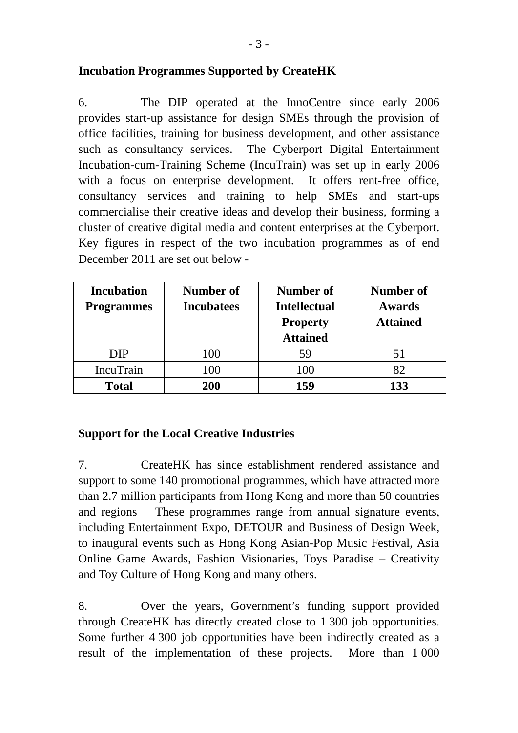**Incubation Programmes Supported by CreateHK**

6. The DIP operated at the InnoCentre since early 2006 provides start-up assistance for design SMEs through the provision of office facilities, training for business development, and other assistance such as consultancy services. The Cyberport Digital Entertainment Incubation-cum-Training Scheme (IncuTrain) was set up in early 2006 with a focus on enterprise development. It offers rent-free office, consultancy services and training to help SMEs and start-ups commercialise their creative ideas and develop their business, forming a cluster of creative digital media and content enterprises at the Cyberport. Key figures in respect of the two incubation programmes as of end December 2011 are set out below -

| Incubation Programmes | Number of Incubatees | Number of Intellectual Property Attained | Number of Awards Attained |
|---|---|---|---|
| DIP | 100 | 59 | 51 |
| IncuTrain | 100 | 100 | 82 |
| **Total** | **200** | **159** | **133** |

**Support for the Local Creative Industries**

7. CreateHK has since establishment rendered assistance and support to some 140 promotional programmes, which have attracted more than 2.7 million participants from Hong Kong and more than 50 countries and regions These programmes range from annual signature events, including Entertainment Expo, DETOUR and Business of Design Week, to inaugural events such as Hong Kong Asian-Pop Music Festival, Asia Online Game Awards, Fashion Visionaries, Toys Paradise – Creativity and Toy Culture of Hong Kong and many others.

8. Over the years, Government's funding support provided through CreateHK has directly created close to 1 300 job opportunities. Some further 4 300 job opportunities have been indirectly created as a result of the implementation of these projects. More than 1 000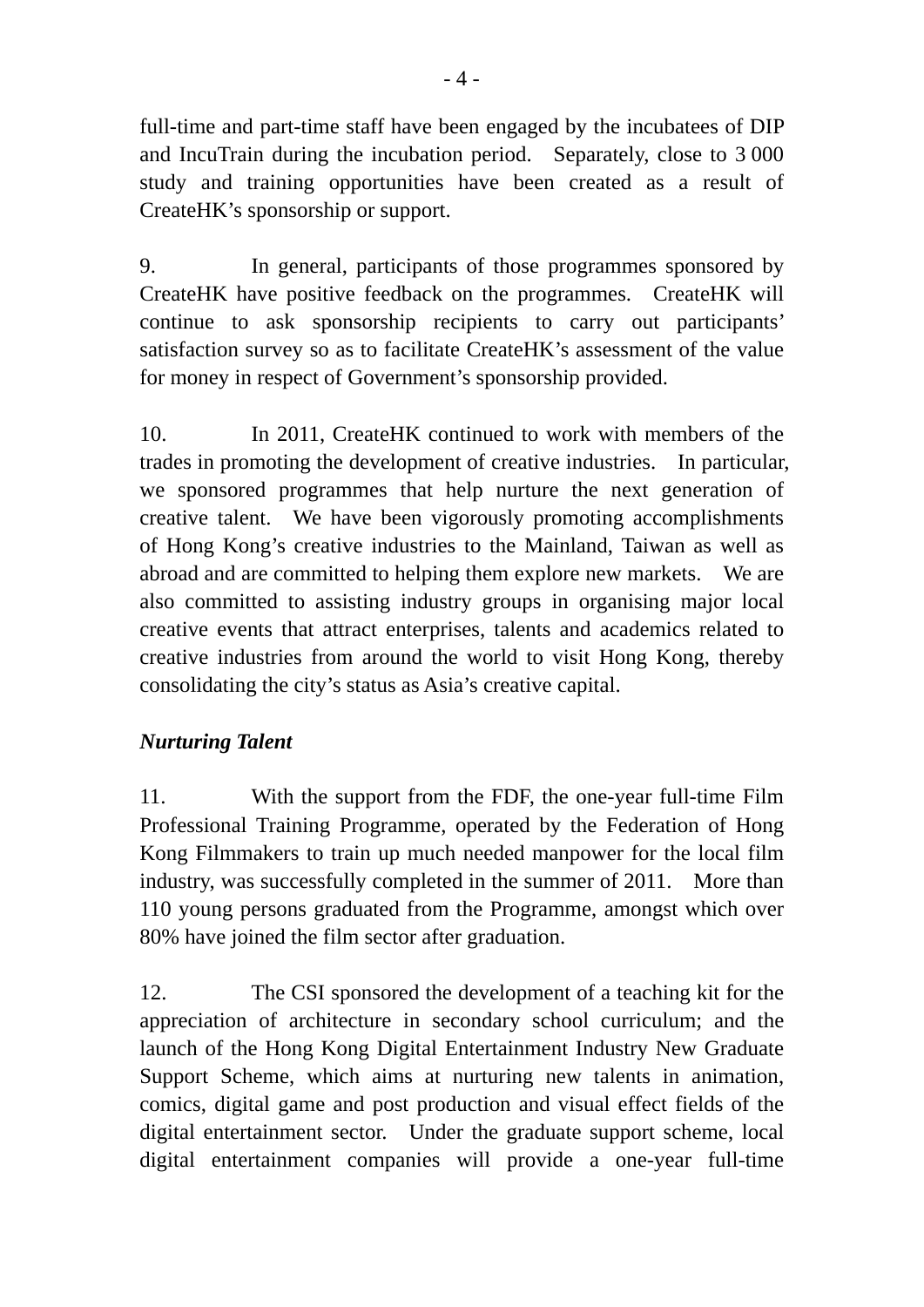full-time and part-time staff have been engaged by the incubatees of DIP and IncuTrain during the incubation period. Separately, close to 3 000 study and training opportunities have been created as a result of CreateHK's sponsorship or support.

9. In general, participants of those programmes sponsored by CreateHK have positive feedback on the programmes. CreateHK will continue to ask sponsorship recipients to carry out participants' satisfaction survey so as to facilitate CreateHK's assessment of the value for money in respect of Government's sponsorship provided.

10. In 2011, CreateHK continued to work with members of the trades in promoting the development of creative industries. In particular, we sponsored programmes that help nurture the next generation of creative talent. We have been vigorously promoting accomplishments of Hong Kong's creative industries to the Mainland, Taiwan as well as abroad and are committed to helping them explore new markets. We are also committed to assisting industry groups in organising major local creative events that attract enterprises, talents and academics related to creative industries from around the world to visit Hong Kong, thereby consolidating the city's status as Asia's creative capital.

***Nurturing Talent***

11. With the support from the FDF, the one-year full-time Film Professional Training Programme, operated by the Federation of Hong Kong Filmmakers to train up much needed manpower for the local film industry, was successfully completed in the summer of 2011. More than 110 young persons graduated from the Programme, amongst which over 80% have joined the film sector after graduation.

12. The CSI sponsored the development of a teaching kit for the appreciation of architecture in secondary school curriculum; and the launch of the Hong Kong Digital Entertainment Industry New Graduate Support Scheme, which aims at nurturing new talents in animation, comics, digital game and post production and visual effect fields of the digital entertainment sector. Under the graduate support scheme, local digital entertainment companies will provide a one-year full-time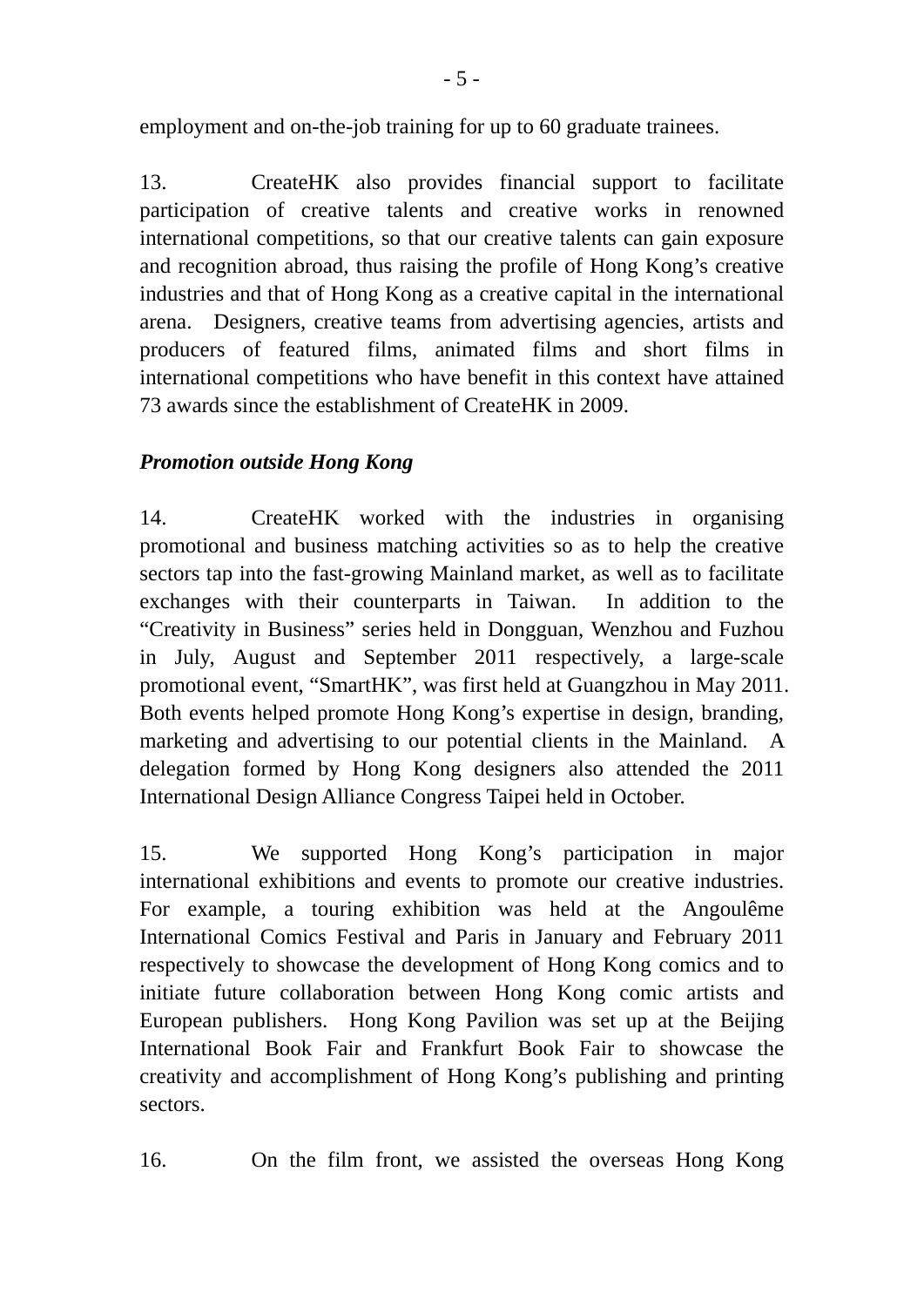employment and on-the-job training for up to 60 graduate trainees.

13. CreateHK also provides financial support to facilitate participation of creative talents and creative works in renowned international competitions, so that our creative talents can gain exposure and recognition abroad, thus raising the profile of Hong Kong's creative industries and that of Hong Kong as a creative capital in the international arena. Designers, creative teams from advertising agencies, artists and producers of featured films, animated films and short films in international competitions who have benefit in this context have attained 73 awards since the establishment of CreateHK in 2009.

***Promotion outside Hong Kong***

14. CreateHK worked with the industries in organising promotional and business matching activities so as to help the creative sectors tap into the fast-growing Mainland market, as well as to facilitate exchanges with their counterparts in Taiwan. In addition to the "Creativity in Business" series held in Dongguan, Wenzhou and Fuzhou in July, August and September 2011 respectively, a large-scale promotional event, "SmartHK", was first held at Guangzhou in May 2011. Both events helped promote Hong Kong's expertise in design, branding, marketing and advertising to our potential clients in the Mainland. A delegation formed by Hong Kong designers also attended the 2011 International Design Alliance Congress Taipei held in October.

15. We supported Hong Kong's participation in major international exhibitions and events to promote our creative industries. For example, a touring exhibition was held at the Angoulême International Comics Festival and Paris in January and February 2011 respectively to showcase the development of Hong Kong comics and to initiate future collaboration between Hong Kong comic artists and European publishers. Hong Kong Pavilion was set up at the Beijing International Book Fair and Frankfurt Book Fair to showcase the creativity and accomplishment of Hong Kong's publishing and printing sectors.

16. On the film front, we assisted the overseas Hong Kong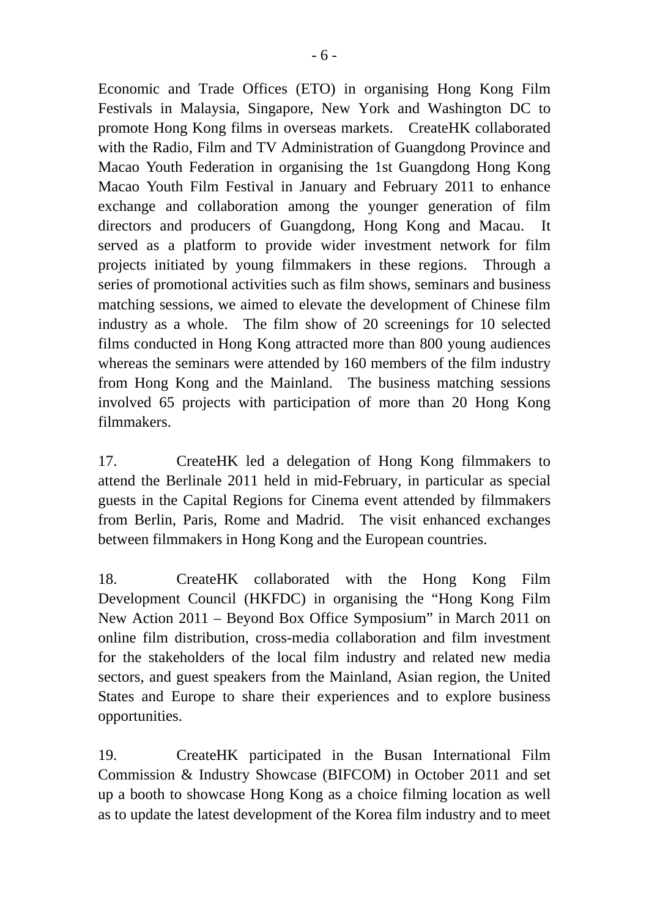Economic and Trade Offices (ETO) in organising Hong Kong Film Festivals in Malaysia, Singapore, New York and Washington DC to promote Hong Kong films in overseas markets. CreateHK collaborated with the Radio, Film and TV Administration of Guangdong Province and Macao Youth Federation in organising the 1st Guangdong Hong Kong Macao Youth Film Festival in January and February 2011 to enhance exchange and collaboration among the younger generation of film directors and producers of Guangdong, Hong Kong and Macau. It served as a platform to provide wider investment network for film projects initiated by young filmmakers in these regions. Through a series of promotional activities such as film shows, seminars and business matching sessions, we aimed to elevate the development of Chinese film industry as a whole. The film show of 20 screenings for 10 selected films conducted in Hong Kong attracted more than 800 young audiences whereas the seminars were attended by 160 members of the film industry from Hong Kong and the Mainland. The business matching sessions involved 65 projects with participation of more than 20 Hong Kong filmmakers.

17. CreateHK led a delegation of Hong Kong filmmakers to attend the Berlinale 2011 held in mid-February, in particular as special guests in the Capital Regions for Cinema event attended by filmmakers from Berlin, Paris, Rome and Madrid. The visit enhanced exchanges between filmmakers in Hong Kong and the European countries.

18. CreateHK collaborated with the Hong Kong Film Development Council (HKFDC) in organising the "Hong Kong Film New Action 2011 – Beyond Box Office Symposium" in March 2011 on online film distribution, cross-media collaboration and film investment for the stakeholders of the local film industry and related new media sectors, and guest speakers from the Mainland, Asian region, the United States and Europe to share their experiences and to explore business opportunities.

19. CreateHK participated in the Busan International Film Commission & Industry Showcase (BIFCOM) in October 2011 and set up a booth to showcase Hong Kong as a choice filming location as well as to update the latest development of the Korea film industry and to meet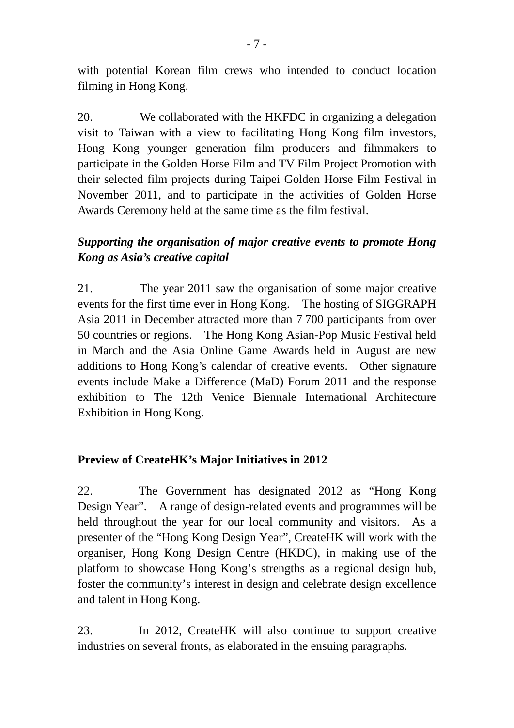with potential Korean film crews who intended to conduct location filming in Hong Kong.

20. We collaborated with the HKFDC in organizing a delegation visit to Taiwan with a view to facilitating Hong Kong film investors, Hong Kong younger generation film producers and filmmakers to participate in the Golden Horse Film and TV Film Project Promotion with their selected film projects during Taipei Golden Horse Film Festival in November 2011, and to participate in the activities of Golden Horse Awards Ceremony held at the same time as the film festival.

***Supporting the organisation of major creative events to promote Hong Kong as Asia's creative capital***

21. The year 2011 saw the organisation of some major creative events for the first time ever in Hong Kong. The hosting of SIGGRAPH Asia 2011 in December attracted more than 7 700 participants from over 50 countries or regions. The Hong Kong Asian-Pop Music Festival held in March and the Asia Online Game Awards held in August are new additions to Hong Kong's calendar of creative events. Other signature events include Make a Difference (MaD) Forum 2011 and the response exhibition to The 12th Venice Biennale International Architecture Exhibition in Hong Kong.

**Preview of CreateHK's Major Initiatives in 2012**

22. The Government has designated 2012 as "Hong Kong Design Year". A range of design-related events and programmes will be held throughout the year for our local community and visitors. As a presenter of the "Hong Kong Design Year", CreateHK will work with the organiser, Hong Kong Design Centre (HKDC), in making use of the platform to showcase Hong Kong's strengths as a regional design hub, foster the community's interest in design and celebrate design excellence and talent in Hong Kong.

23. In 2012, CreateHK will also continue to support creative industries on several fronts, as elaborated in the ensuing paragraphs.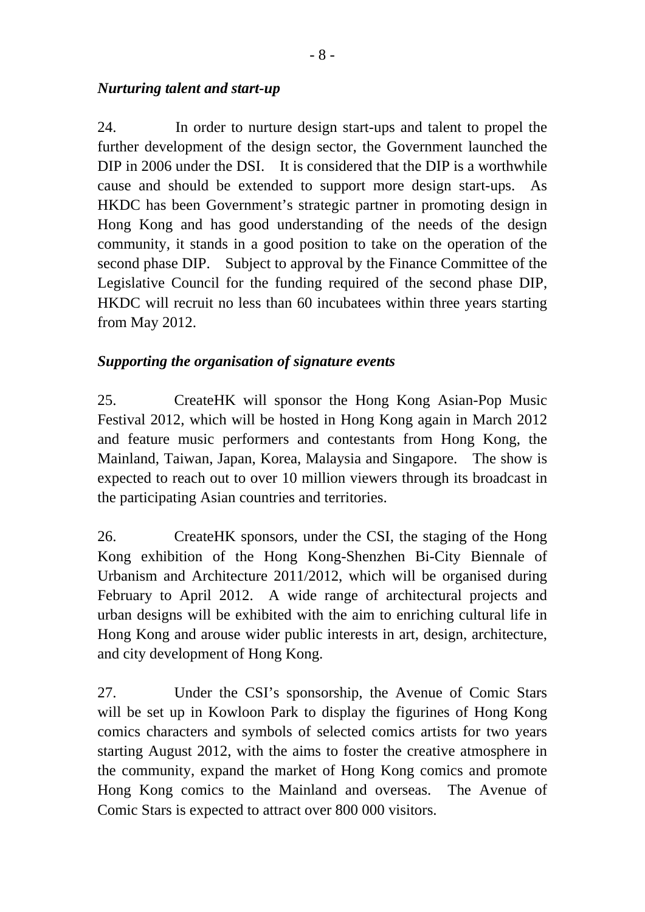*Nurturing talent and start-up*

24. In order to nurture design start-ups and talent to propel the further development of the design sector, the Government launched the DIP in 2006 under the DSI. It is considered that the DIP is a worthwhile cause and should be extended to support more design start-ups. As HKDC has been Government's strategic partner in promoting design in Hong Kong and has good understanding of the needs of the design community, it stands in a good position to take on the operation of the second phase DIP. Subject to approval by the Finance Committee of the Legislative Council for the funding required of the second phase DIP, HKDC will recruit no less than 60 incubatees within three years starting from May 2012.

*Supporting the organisation of signature events*

25. CreateHK will sponsor the Hong Kong Asian-Pop Music Festival 2012, which will be hosted in Hong Kong again in March 2012 and feature music performers and contestants from Hong Kong, the Mainland, Taiwan, Japan, Korea, Malaysia and Singapore. The show is expected to reach out to over 10 million viewers through its broadcast in the participating Asian countries and territories.

26. CreateHK sponsors, under the CSI, the staging of the Hong Kong exhibition of the Hong Kong-Shenzhen Bi-City Biennale of Urbanism and Architecture 2011/2012, which will be organised during February to April 2012. A wide range of architectural projects and urban designs will be exhibited with the aim to enriching cultural life in Hong Kong and arouse wider public interests in art, design, architecture, and city development of Hong Kong.

27. Under the CSI's sponsorship, the Avenue of Comic Stars will be set up in Kowloon Park to display the figurines of Hong Kong comics characters and symbols of selected comics artists for two years starting August 2012, with the aims to foster the creative atmosphere in the community, expand the market of Hong Kong comics and promote Hong Kong comics to the Mainland and overseas. The Avenue of Comic Stars is expected to attract over 800 000 visitors.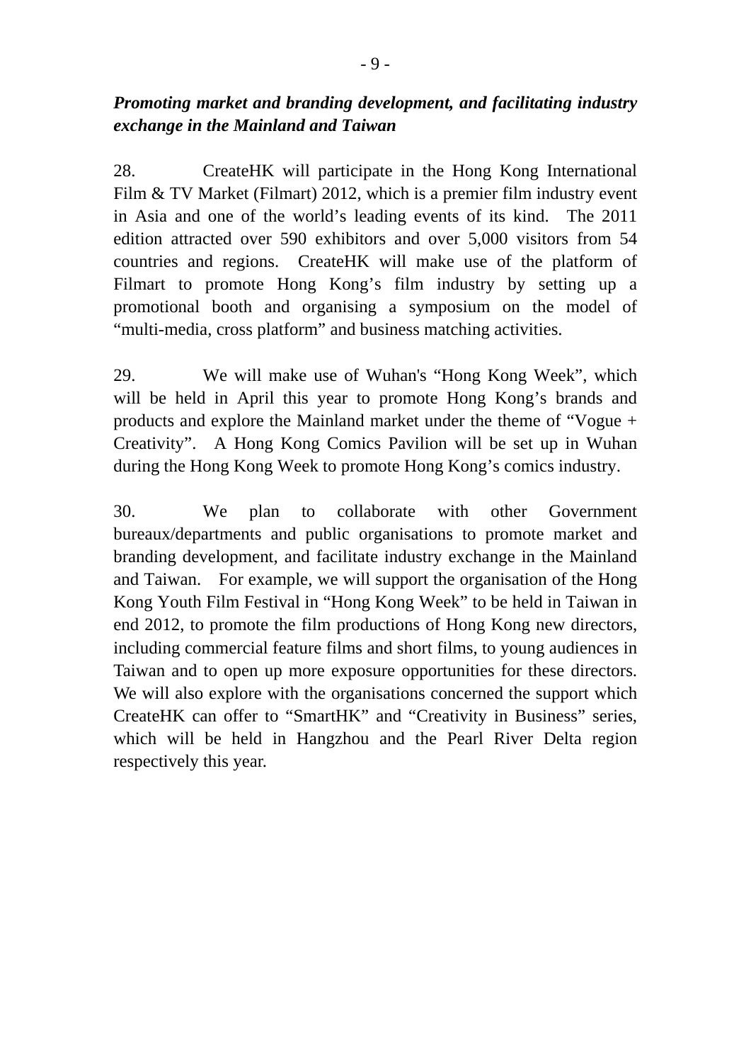***Promoting market and branding development, and facilitating industry exchange in the Mainland and Taiwan***

28. CreateHK will participate in the Hong Kong International Film & TV Market (Filmart) 2012, which is a premier film industry event in Asia and one of the world's leading events of its kind. The 2011 edition attracted over 590 exhibitors and over 5,000 visitors from 54 countries and regions. CreateHK will make use of the platform of Filmart to promote Hong Kong's film industry by setting up a promotional booth and organising a symposium on the model of "multi-media, cross platform" and business matching activities.

29. We will make use of Wuhan's "Hong Kong Week", which will be held in April this year to promote Hong Kong's brands and products and explore the Mainland market under the theme of "Vogue + Creativity". A Hong Kong Comics Pavilion will be set up in Wuhan during the Hong Kong Week to promote Hong Kong's comics industry.

30. We plan to collaborate with other Government bureaux/departments and public organisations to promote market and branding development, and facilitate industry exchange in the Mainland and Taiwan. For example, we will support the organisation of the Hong Kong Youth Film Festival in "Hong Kong Week" to be held in Taiwan in end 2012, to promote the film productions of Hong Kong new directors, including commercial feature films and short films, to young audiences in Taiwan and to open up more exposure opportunities for these directors. We will also explore with the organisations concerned the support which CreateHK can offer to "SmartHK" and "Creativity in Business" series, which will be held in Hangzhou and the Pearl River Delta region respectively this year.